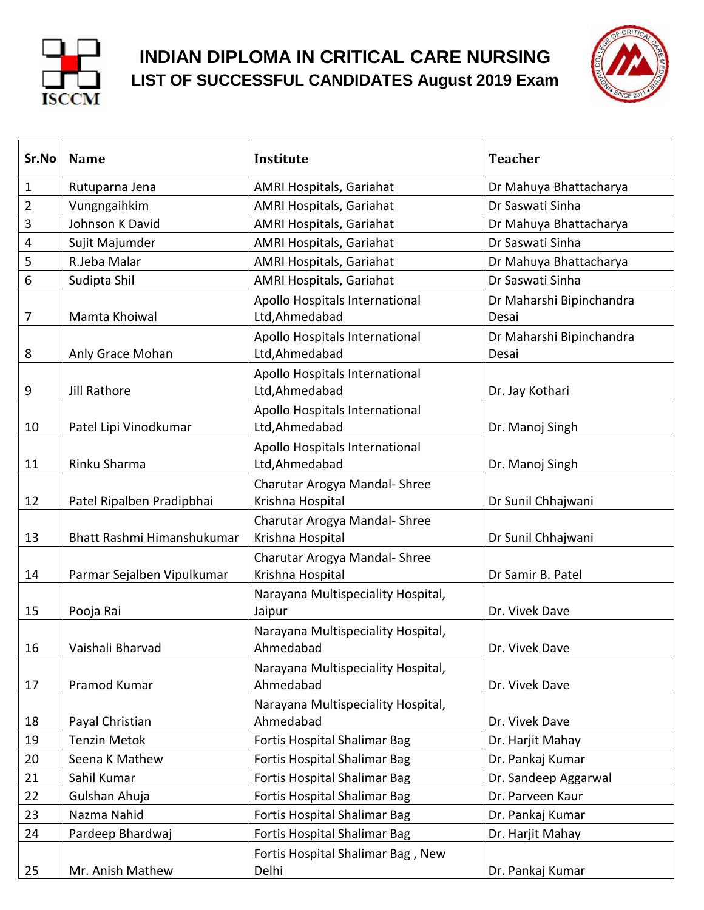# INDIAN DIPLOMA IN CRITICAL CARE NURSING

## LIST OF SUCCESSFUL CANDIDATES August 2019 Exam

| Sr.No | Name | Institute | Teacher |
|---|---|---|---|
| 1 | Rutuparna Jena | AMRI Hospitals, Gariahat | Dr Mahuya Bhattacharya |
| 2 | Vungngaihkim | AMRI Hospitals, Gariahat | Dr Saswati Sinha |
| 3 | Johnson K David | AMRI Hospitals, Gariahat | Dr Mahuya Bhattacharya |
| 4 | Sujit Majumder | AMRI Hospitals, Gariahat | Dr Saswati Sinha |
| 5 | R.Jeba Malar | AMRI Hospitals, Gariahat | Dr Mahuya Bhattacharya |
| 6 | Sudipta Shil | AMRI Hospitals, Gariahat | Dr Saswati Sinha |
| 7 | Mamta Khoiwal | Apollo Hospitals International Ltd,Ahmedabad | Dr Maharshi Bipinchandra Desai |
| 8 | Anly Grace Mohan | Apollo Hospitals International Ltd,Ahmedabad | Dr Maharshi Bipinchandra Desai |
| 9 | Jill Rathore | Apollo Hospitals International Ltd,Ahmedabad | Dr. Jay Kothari |
| 10 | Patel Lipi Vinodkumar | Apollo Hospitals International Ltd,Ahmedabad | Dr. Manoj Singh |
| 11 | Rinku Sharma | Apollo Hospitals International Ltd,Ahmedabad | Dr. Manoj Singh |
| 12 | Patel Ripalben Pradipbhai | Charutar Arogya Mandal- Shree Krishna Hospital | Dr Sunil Chhajwani |
| 13 | Bhatt Rashmi Himanshukumar | Charutar Arogya Mandal- Shree Krishna Hospital | Dr Sunil Chhajwani |
| 14 | Parmar Sejalben Vipulkumar | Charutar Arogya Mandal- Shree Krishna Hospital | Dr Samir B. Patel |
| 15 | Pooja Rai | Narayana Multispeciality Hospital, Jaipur | Dr. Vivek Dave |
| 16 | Vaishali Bharvad | Narayana Multispeciality Hospital, Ahmedabad | Dr. Vivek Dave |
| 17 | Pramod Kumar | Narayana Multispeciality Hospital, Ahmedabad | Dr. Vivek Dave |
| 18 | Payal Christian | Narayana Multispeciality Hospital, Ahmedabad | Dr. Vivek Dave |
| 19 | Tenzin Metok | Fortis Hospital Shalimar Bag | Dr. Harjit Mahay |
| 20 | Seena K Mathew | Fortis Hospital Shalimar Bag | Dr. Pankaj Kumar |
| 21 | Sahil Kumar | Fortis Hospital Shalimar Bag | Dr. Sandeep Aggarwal |
| 22 | Gulshan Ahuja | Fortis Hospital Shalimar Bag | Dr. Parveen Kaur |
| 23 | Nazma Nahid | Fortis Hospital Shalimar Bag | Dr. Pankaj Kumar |
| 24 | Pardeep Bhardwaj | Fortis Hospital Shalimar Bag | Dr. Harjit Mahay |
| 25 | Mr. Anish Mathew | Fortis Hospital Shalimar Bag , New Delhi | Dr. Pankaj Kumar |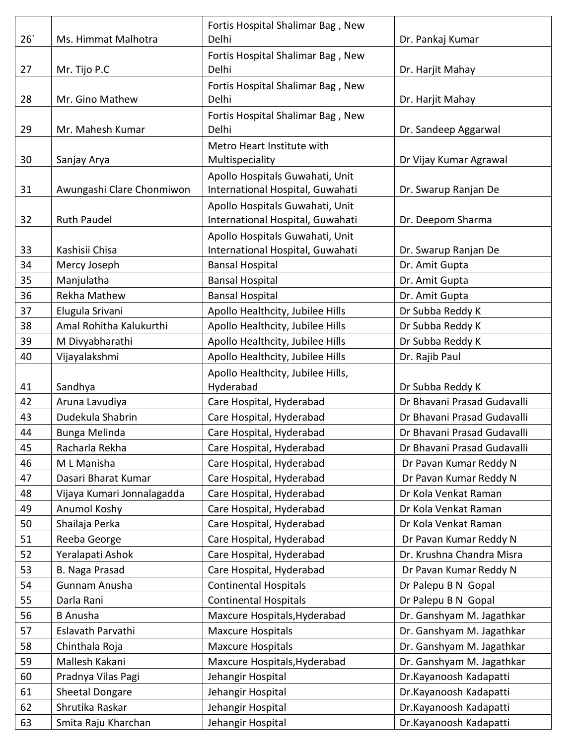| | | | |
|---|---|---|---|
| 26` | Ms. Himmat Malhotra | Fortis Hospital Shalimar Bag , New Delhi | Dr. Pankaj Kumar |
| 27 | Mr. Tijo P.C | Fortis Hospital Shalimar Bag , New Delhi | Dr. Harjit Mahay |
| 28 | Mr. Gino Mathew | Fortis Hospital Shalimar Bag , New Delhi | Dr. Harjit Mahay |
| 29 | Mr. Mahesh Kumar | Fortis Hospital Shalimar Bag , New Delhi | Dr. Sandeep Aggarwal |
| 30 | Sanjay Arya | Metro Heart Institute with Multispeciality | Dr Vijay Kumar Agrawal |
| 31 | Awungashi Clare Chonmiwon | Apollo Hospitals Guwahati, Unit International Hospital, Guwahati | Dr. Swarup Ranjan De |
| 32 | Ruth Paudel | Apollo Hospitals Guwahati, Unit International Hospital, Guwahati | Dr. Deepom Sharma |
| 33 | Kashisii Chisa | Apollo Hospitals Guwahati, Unit International Hospital, Guwahati | Dr. Swarup Ranjan De |
| 34 | Mercy Joseph | Bansal Hospital | Dr. Amit Gupta |
| 35 | Manjulatha | Bansal Hospital | Dr. Amit Gupta |
| 36 | Rekha Mathew | Bansal Hospital | Dr. Amit Gupta |
| 37 | Elugula Srivani | Apollo Healthcity, Jubilee Hills | Dr Subba Reddy K |
| 38 | Amal Rohitha Kalukurthi | Apollo Healthcity, Jubilee Hills | Dr Subba Reddy K |
| 39 | M Divyabharathi | Apollo Healthcity, Jubilee Hills | Dr Subba Reddy K |
| 40 | Vijayalakshmi | Apollo Healthcity, Jubilee Hills | Dr. Rajib Paul |
| 41 | Sandhya | Apollo Healthcity, Jubilee Hills, Hyderabad | Dr Subba Reddy K |
| 42 | Aruna Lavudiya | Care Hospital, Hyderabad | Dr Bhavani Prasad Gudavalli |
| 43 | Dudekula Shabrin | Care Hospital, Hyderabad | Dr Bhavani Prasad Gudavalli |
| 44 | Bunga Melinda | Care Hospital, Hyderabad | Dr Bhavani Prasad Gudavalli |
| 45 | Racharla Rekha | Care Hospital, Hyderabad | Dr Bhavani Prasad Gudavalli |
| 46 | M L Manisha | Care Hospital, Hyderabad | Dr Pavan Kumar Reddy N |
| 47 | Dasari Bharat Kumar | Care Hospital, Hyderabad | Dr Pavan Kumar Reddy N |
| 48 | Vijaya Kumari Jonnalagadda | Care Hospital, Hyderabad | Dr Kola Venkat Raman |
| 49 | Anumol Koshy | Care Hospital, Hyderabad | Dr Kola Venkat Raman |
| 50 | Shailaja Perka | Care Hospital, Hyderabad | Dr Kola Venkat Raman |
| 51 | Reeba George | Care Hospital, Hyderabad | Dr Pavan Kumar Reddy N |
| 52 | Yeralapati Ashok | Care Hospital, Hyderabad | Dr. Krushna Chandra Misra |
| 53 | B. Naga Prasad | Care Hospital, Hyderabad | Dr Pavan Kumar Reddy N |
| 54 | Gunnam Anusha | Continental Hospitals | Dr Palepu B N Gopal |
| 55 | Darla Rani | Continental Hospitals | Dr Palepu B N Gopal |
| 56 | B Anusha | Maxcure Hospitals,Hyderabad | Dr. Ganshyam M. Jagathkar |
| 57 | Eslavath Parvathi | Maxcure Hospitals | Dr. Ganshyam M. Jagathkar |
| 58 | Chinthala Roja | Maxcure Hospitals | Dr. Ganshyam M. Jagathkar |
| 59 | Mallesh Kakani | Maxcure Hospitals,Hyderabad | Dr. Ganshyam M. Jagathkar |
| 60 | Pradnya Vilas Pagi | Jehangir Hospital | Dr.Kayanoosh Kadapatti |
| 61 | Sheetal Dongare | Jehangir Hospital | Dr.Kayanoosh Kadapatti |
| 62 | Shrutika Raskar | Jehangir Hospital | Dr.Kayanoosh Kadapatti |
| 63 | Smita Raju Kharchan | Jehangir Hospital | Dr.Kayanoosh Kadapatti |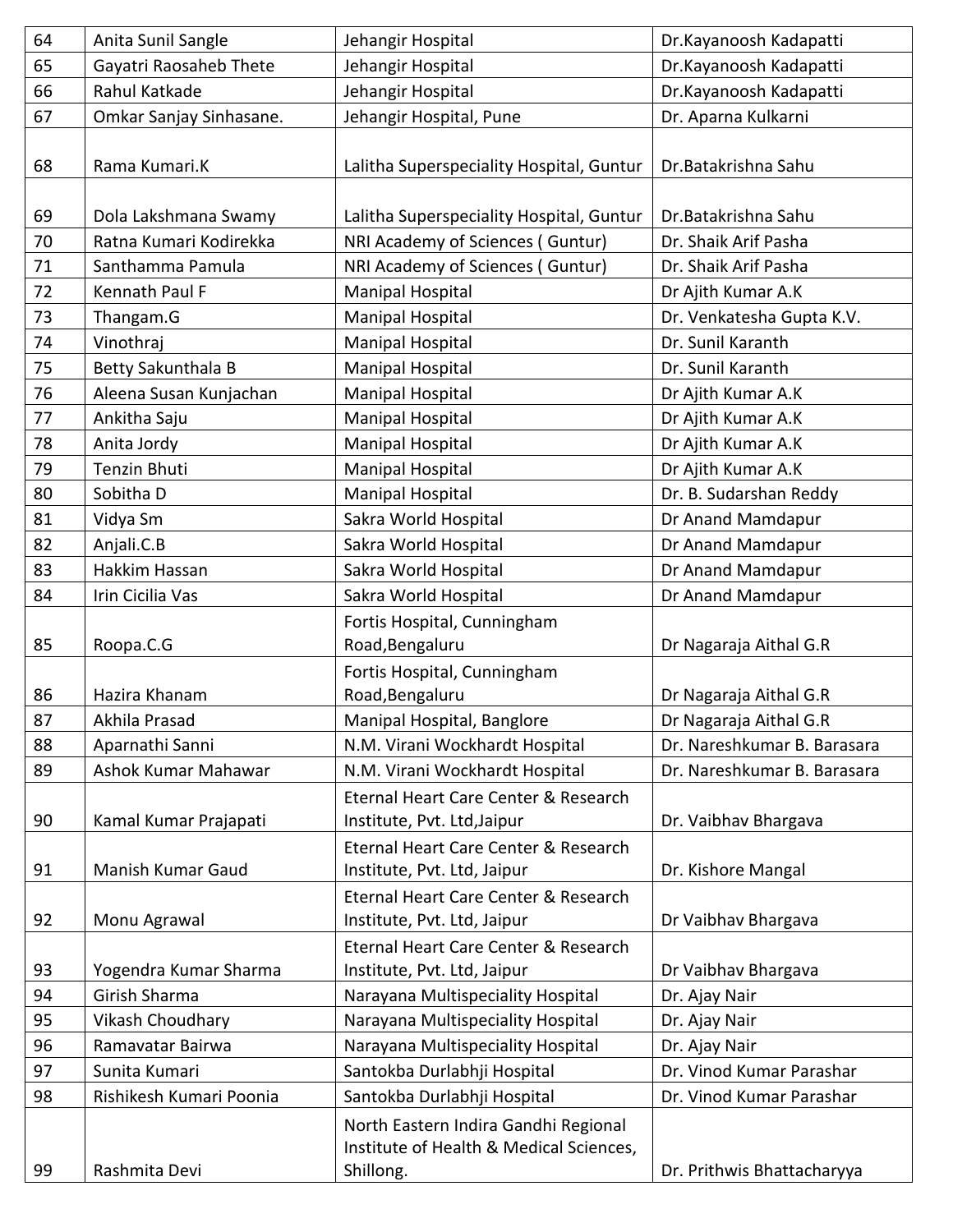| 64 | Anita Sunil Sangle | Jehangir Hospital | Dr.Kayanoosh Kadapatti |
|---|---|---|---|
| 65 | Gayatri Raosaheb Thete | Jehangir Hospital | Dr.Kayanoosh Kadapatti |
| 66 | Rahul Katkade | Jehangir Hospital | Dr.Kayanoosh Kadapatti |
| 67 | Omkar Sanjay Sinhasane. | Jehangir Hospital, Pune | Dr. Aparna Kulkarni |
| 68 | Rama Kumari.K | Lalitha Superspeciality Hospital, Guntur | Dr.Batakrishna Sahu |
| 69 | Dola Lakshmana Swamy | Lalitha Superspeciality Hospital, Guntur | Dr.Batakrishna Sahu |
| 70 | Ratna Kumari Kodirekka | NRI Academy of Sciences ( Guntur) | Dr. Shaik Arif Pasha |
| 71 | Santhamma Pamula | NRI Academy of Sciences ( Guntur) | Dr. Shaik Arif Pasha |
| 72 | Kennath Paul F | Manipal Hospital | Dr Ajith Kumar A.K |
| 73 | Thangam.G | Manipal Hospital | Dr. Venkatesha Gupta K.V. |
| 74 | Vinothraj | Manipal Hospital | Dr. Sunil Karanth |
| 75 | Betty Sakunthala B | Manipal Hospital | Dr. Sunil Karanth |
| 76 | Aleena Susan Kunjachan | Manipal Hospital | Dr Ajith Kumar A.K |
| 77 | Ankitha Saju | Manipal Hospital | Dr Ajith Kumar A.K |
| 78 | Anita Jordy | Manipal Hospital | Dr Ajith Kumar A.K |
| 79 | Tenzin Bhuti | Manipal Hospital | Dr Ajith Kumar A.K |
| 80 | Sobitha D | Manipal Hospital | Dr. B. Sudarshan Reddy |
| 81 | Vidya Sm | Sakra World Hospital | Dr Anand Mamdapur |
| 82 | Anjali.C.B | Sakra World Hospital | Dr Anand Mamdapur |
| 83 | Hakkim Hassan | Sakra World Hospital | Dr Anand Mamdapur |
| 84 | Irin Cicilia Vas | Sakra World Hospital | Dr Anand Mamdapur |
| 85 | Roopa.C.G | Fortis Hospital, Cunningham Road,Bengaluru | Dr Nagaraja Aithal G.R |
| 86 | Hazira Khanam | Fortis Hospital, Cunningham Road,Bengaluru | Dr Nagaraja Aithal G.R |
| 87 | Akhila Prasad | Manipal Hospital, Banglore | Dr Nagaraja Aithal G.R |
| 88 | Aparnathi Sanni | N.M. Virani Wockhardt Hospital | Dr. Nareshkumar B. Barasara |
| 89 | Ashok Kumar Mahawar | N.M. Virani Wockhardt Hospital | Dr. Nareshkumar B. Barasara |
| 90 | Kamal Kumar Prajapati | Eternal Heart Care Center & Research Institute, Pvt. Ltd,Jaipur | Dr. Vaibhav Bhargava |
| 91 | Manish Kumar Gaud | Eternal Heart Care Center & Research Institute, Pvt. Ltd, Jaipur | Dr. Kishore Mangal |
| 92 | Monu Agrawal | Eternal Heart Care Center & Research Institute, Pvt. Ltd, Jaipur | Dr Vaibhav Bhargava |
| 93 | Yogendra Kumar Sharma | Eternal Heart Care Center & Research Institute, Pvt. Ltd, Jaipur | Dr Vaibhav Bhargava |
| 94 | Girish Sharma | Narayana Multispeciality Hospital | Dr. Ajay Nair |
| 95 | Vikash Choudhary | Narayana Multispeciality Hospital | Dr. Ajay Nair |
| 96 | Ramavatar Bairwa | Narayana Multispeciality Hospital | Dr. Ajay Nair |
| 97 | Sunita Kumari | Santokba Durlabhji Hospital | Dr. Vinod Kumar Parashar |
| 98 | Rishikesh Kumari Poonia | Santokba Durlabhji Hospital | Dr. Vinod Kumar Parashar |
| 99 | Rashmita Devi | North Eastern Indira Gandhi Regional Institute of Health & Medical Sciences, Shillong. | Dr. Prithwis Bhattacharyya |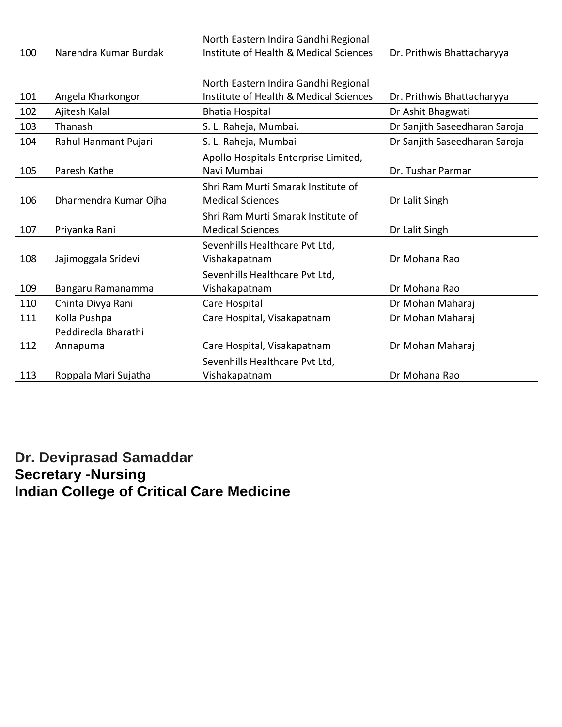| | | | |
|---|---|---|---|
| 100 | Narendra Kumar Burdak | North Eastern Indira Gandhi Regional Institute of Health & Medical Sciences | Dr. Prithwis Bhattacharyya |
| 101 | Angela Kharkongor | North Eastern Indira Gandhi Regional Institute of Health & Medical Sciences | Dr. Prithwis Bhattacharyya |
| 102 | Ajitesh Kalal | Bhatia Hospital | Dr Ashit Bhagwati |
| 103 | Thanash | S. L. Raheja, Mumbai. | Dr Sanjith Saseedharan Saroja |
| 104 | Rahul Hanmant Pujari | S. L. Raheja, Mumbai | Dr Sanjith Saseedharan Saroja |
| 105 | Paresh Kathe | Apollo Hospitals Enterprise Limited, Navi Mumbai | Dr. Tushar Parmar |
| 106 | Dharmendra Kumar Ojha | Shri Ram Murti Smarak Institute of Medical Sciences | Dr Lalit Singh |
| 107 | Priyanka Rani | Shri Ram Murti Smarak Institute of Medical Sciences | Dr Lalit Singh |
| 108 | Jajimoggala Sridevi | Sevenhills Healthcare Pvt Ltd, Vishakapatnam | Dr Mohana Rao |
| 109 | Bangaru Ramanamma | Sevenhills Healthcare Pvt Ltd, Vishakapatnam | Dr Mohana Rao |
| 110 | Chinta Divya Rani | Care Hospital | Dr Mohan Maharaj |
| 111 | Kolla Pushpa | Care Hospital, Visakapatnam | Dr Mohan Maharaj |
| 112 | Peddiredla Bharathi Annapurna | Care Hospital, Visakapatnam | Dr Mohan Maharaj |
| 113 | Roppala Mari Sujatha | Sevenhills Healthcare Pvt Ltd, Vishakapatnam | Dr Mohana Rao |

**Dr. Deviprasad Samaddar**
**Secretary -Nursing**
**Indian College of Critical Care Medicine**